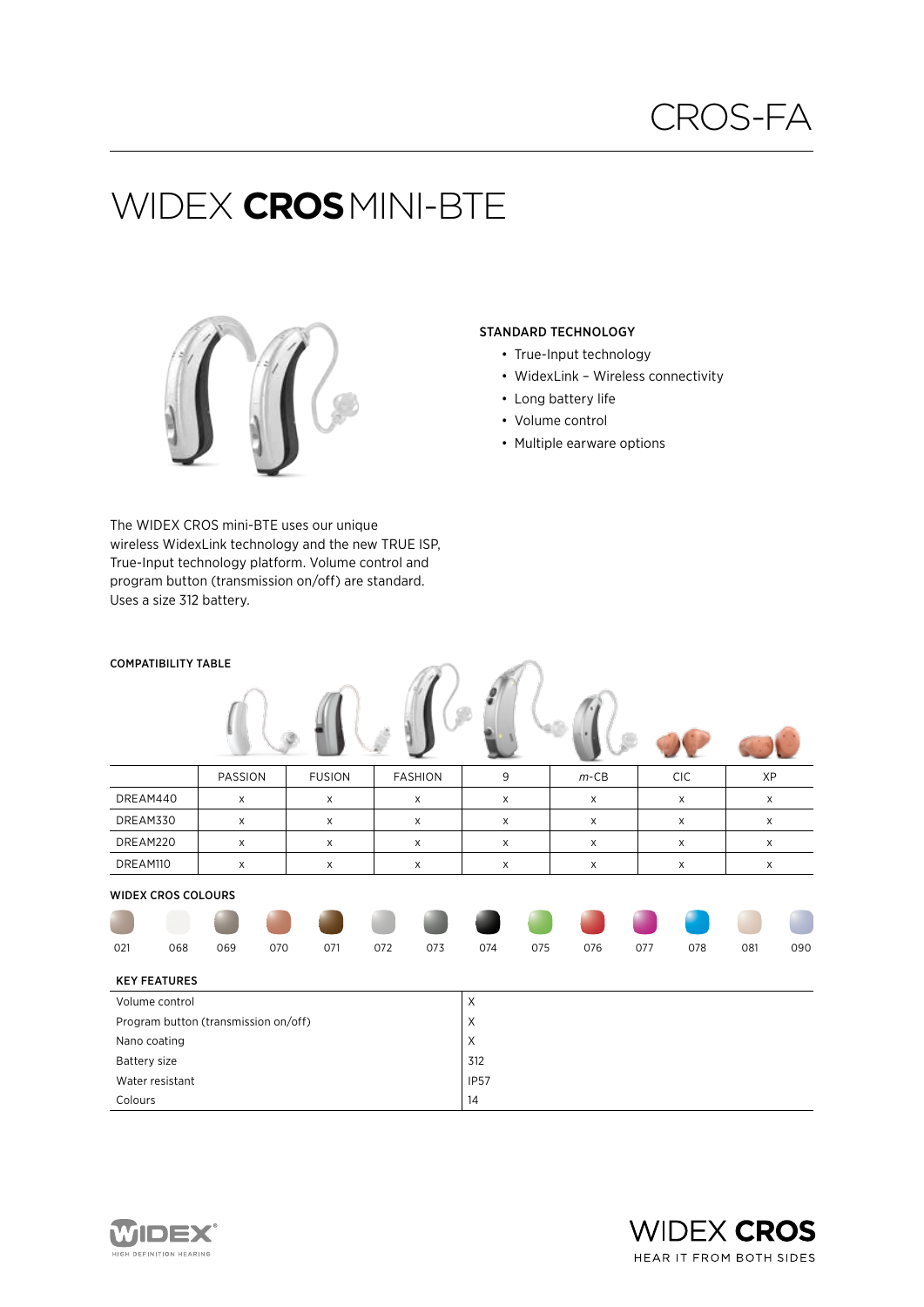CROS-FA

# WIDEX **CROS** MINI-BTE

**STANDARD TECHNOLOGY**

- True-Input technology
- WidexLink – Wireless connectivity
- Long battery life
- Volume control
- Multiple earware options

The WIDEX CROS mini-BTE uses our unique wireless WidexLink technology and the new TRUE ISP, True-Input technology platform. Volume control and program button (transmission on/off) are standard. Uses a size 312 battery.

**COMPATIBILITY TABLE**

| | PASSION | FUSION | FASHION | 9 | *m*-CB | CIC | XP |
|---|---|---|---|---|---|---|---|
| DREAM440 | x | x | x | x | x | x | x |
| DREAM330 | x | x | x | x | x | x | x |
| DREAM220 | x | x | x | x | x | x | x |
| DREAM110 | x | x | x | x | x | x | x |

**WIDEX CROS COLOURS**

021 068 069 070 071 072 073 074 075 076 077 078 081 090

**KEY FEATURES**

| | |
|---|---|
| Volume control | X |
| Program button (transmission on/off) | X |
| Nano coating | X |
| Battery size | 312 |
| Water resistant | IP57 |
| Colours | 14 |

WIDEX HIGH DEFINITION HEARING

WIDEX **CROS** HEAR IT FROM BOTH SIDES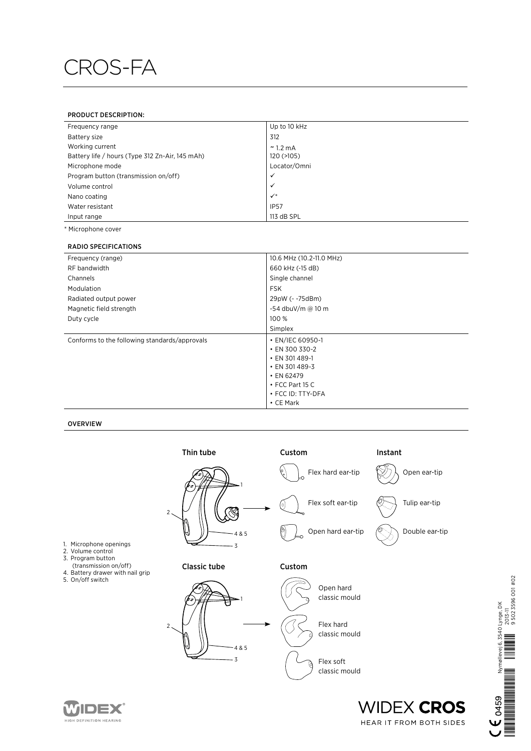# CROS-FA

## PRODUCT DESCRIPTION:

| | |
|---|---|
| Frequency range | Up to 10 kHz |
| Battery size | 312 |
| Working current | ~ 1.2 mA |
| Battery life / hours (Type 312 Zn-Air, 145 mAh) | 120 (>105) |
| Microphone mode | Locator/Omni |
| Program button (transmission on/off) | ✓ |
| Volume control | ✓ |
| Nano coating | ✓* |
| Water resistant | IP57 |
| Input range | 113 dB SPL |

\* Microphone cover

## RADIO SPECIFICATIONS

| | |
|---|---|
| Frequency (range) | 10.6 MHz (10.2-11.0 MHz) |
| RF bandwidth | 660 kHz (-15 dB) |
| Channels | Single channel |
| Modulation | FSK |
| Radiated output power | 29pW (~ -75dBm) |
| Magnetic field strength | -54 dbuV/m @ 10 m |
| Duty cycle | 100 % |
| | Simplex |
| Conforms to the following standards/approvals | • EN/IEC 60950-1<br>• EN 300 330-2<br>• EN 301 489-1<br>• EN 301 489-3<br>• EN 62479<br>• FCC Part 15 C<br>• FCC ID: TTY-DFA<br>• CE Mark |

## OVERVIEW

Thin tube

Custom

Flex hard ear-tip

Flex soft ear-tip

Open hard ear-tip

Instant

Open ear-tip

Tulip ear-tip

Double ear-tip

1. Microphone openings
2. Volume control
3. Program button (transmission on/off)
4. Battery drawer with nail grip
5. On/off switch

Classic tube

Custom

Open hard classic mould

Flex hard classic mould

Flex soft classic mould

WIDEX® HIGH DEFINITION HEARING

WIDEX **CROS**
HEAR IT FROM BOTH SIDES

CE 0459

Nymøllevej 6, 3540 Lynge, DK
2013-11
9 502 3596 001 #02